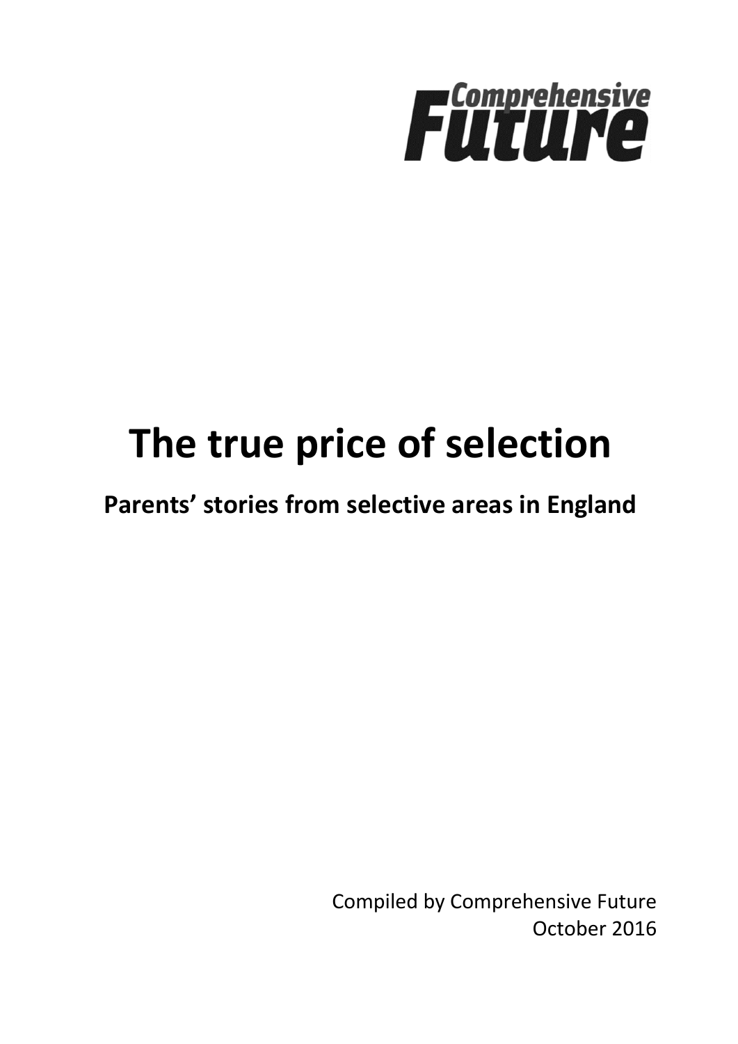Comprehensive Future

# The true price of selection

## Parents' stories from selective areas in England

Compiled by Comprehensive Future
October 2016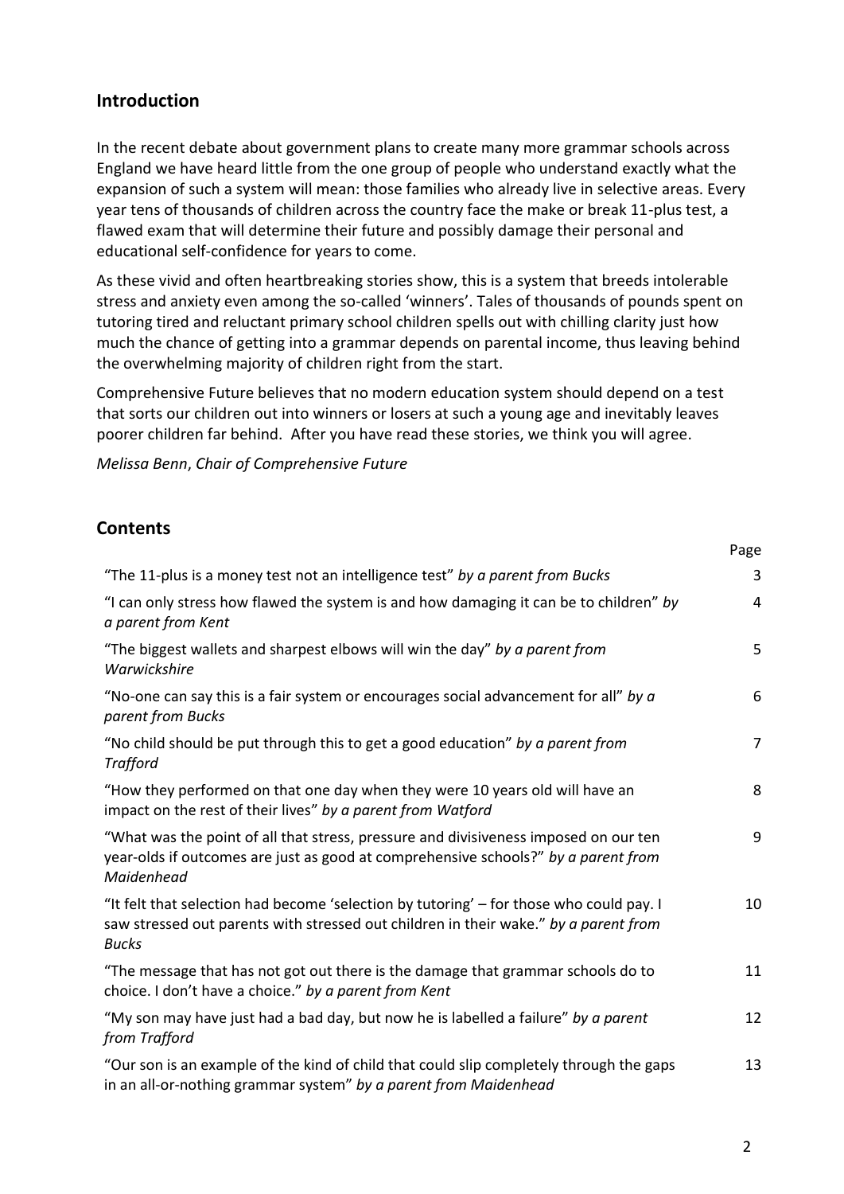## Introduction

In the recent debate about government plans to create many more grammar schools across England we have heard little from the one group of people who understand exactly what the expansion of such a system will mean: those families who already live in selective areas. Every year tens of thousands of children across the country face the make or break 11-plus test, a flawed exam that will determine their future and possibly damage their personal and educational self-confidence for years to come.

As these vivid and often heartbreaking stories show, this is a system that breeds intolerable stress and anxiety even among the so-called 'winners'. Tales of thousands of pounds spent on tutoring tired and reluctant primary school children spells out with chilling clarity just how much the chance of getting into a grammar depends on parental income, thus leaving behind the overwhelming majority of children right from the start.

Comprehensive Future believes that no modern education system should depend on a test that sorts our children out into winners or losers at such a young age and inevitably leaves poorer children far behind. After you have read these stories, we think you will agree.

*Melissa Benn, Chair of Comprehensive Future*

## Contents

| | Page |
|---|---|
| "The 11-plus is a money test not an intelligence test" *by a parent from Bucks* | 3 |
| "I can only stress how flawed the system is and how damaging it can be to children" *by a parent from Kent* | 4 |
| "The biggest wallets and sharpest elbows will win the day" *by a parent from Warwickshire* | 5 |
| "No-one can say this is a fair system or encourages social advancement for all" *by a parent from Bucks* | 6 |
| "No child should be put through this to get a good education" *by a parent from Trafford* | 7 |
| "How they performed on that one day when they were 10 years old will have an impact on the rest of their lives" *by a parent from Watford* | 8 |
| "What was the point of all that stress, pressure and divisiveness imposed on our ten year-olds if outcomes are just as good at comprehensive schools?" *by a parent from Maidenhead* | 9 |
| "It felt that selection had become 'selection by tutoring' – for those who could pay. I saw stressed out parents with stressed out children in their wake." *by a parent from Bucks* | 10 |
| "The message that has not got out there is the damage that grammar schools do to choice. I don't have a choice." *by a parent from Kent* | 11 |
| "My son may have just had a bad day, but now he is labelled a failure" *by a parent from Trafford* | 12 |
| "Our son is an example of the kind of child that could slip completely through the gaps in an all-or-nothing grammar system" *by a parent from Maidenhead* | 13 |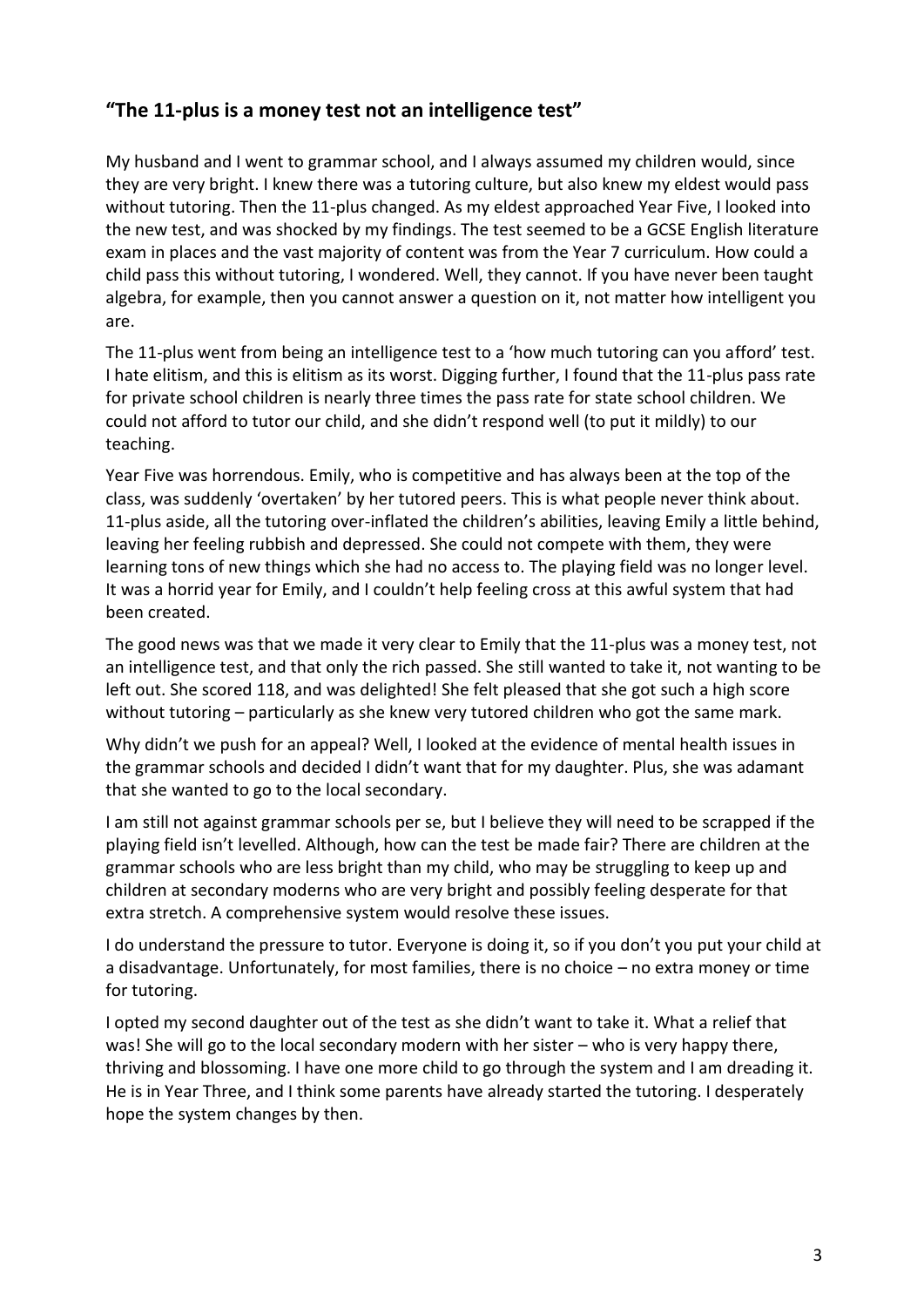## "The 11-plus is a money test not an intelligence test"

My husband and I went to grammar school, and I always assumed my children would, since they are very bright. I knew there was a tutoring culture, but also knew my eldest would pass without tutoring. Then the 11-plus changed. As my eldest approached Year Five, I looked into the new test, and was shocked by my findings. The test seemed to be a GCSE English literature exam in places and the vast majority of content was from the Year 7 curriculum. How could a child pass this without tutoring, I wondered. Well, they cannot. If you have never been taught algebra, for example, then you cannot answer a question on it, not matter how intelligent you are.

The 11-plus went from being an intelligence test to a 'how much tutoring can you afford' test. I hate elitism, and this is elitism as its worst. Digging further, I found that the 11-plus pass rate for private school children is nearly three times the pass rate for state school children. We could not afford to tutor our child, and she didn't respond well (to put it mildly) to our teaching.

Year Five was horrendous. Emily, who is competitive and has always been at the top of the class, was suddenly 'overtaken' by her tutored peers. This is what people never think about. 11-plus aside, all the tutoring over-inflated the children's abilities, leaving Emily a little behind, leaving her feeling rubbish and depressed. She could not compete with them, they were learning tons of new things which she had no access to. The playing field was no longer level. It was a horrid year for Emily, and I couldn't help feeling cross at this awful system that had been created.

The good news was that we made it very clear to Emily that the 11-plus was a money test, not an intelligence test, and that only the rich passed. She still wanted to take it, not wanting to be left out. She scored 118, and was delighted! She felt pleased that she got such a high score without tutoring – particularly as she knew very tutored children who got the same mark.

Why didn't we push for an appeal? Well, I looked at the evidence of mental health issues in the grammar schools and decided I didn't want that for my daughter. Plus, she was adamant that she wanted to go to the local secondary.

I am still not against grammar schools per se, but I believe they will need to be scrapped if the playing field isn't levelled. Although, how can the test be made fair? There are children at the grammar schools who are less bright than my child, who may be struggling to keep up and children at secondary moderns who are very bright and possibly feeling desperate for that extra stretch. A comprehensive system would resolve these issues.

I do understand the pressure to tutor. Everyone is doing it, so if you don't you put your child at a disadvantage. Unfortunately, for most families, there is no choice – no extra money or time for tutoring.

I opted my second daughter out of the test as she didn't want to take it. What a relief that was! She will go to the local secondary modern with her sister – who is very happy there, thriving and blossoming. I have one more child to go through the system and I am dreading it. He is in Year Three, and I think some parents have already started the tutoring. I desperately hope the system changes by then.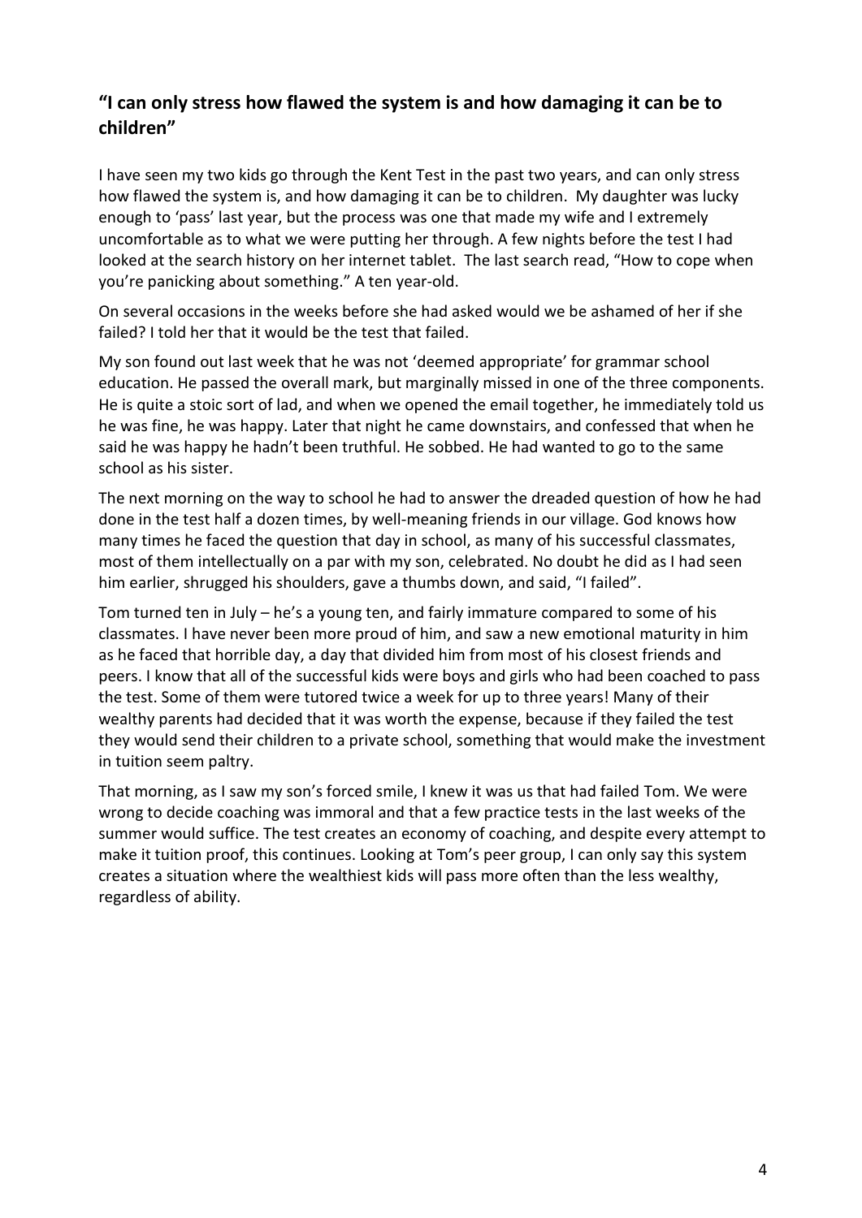## "I can only stress how flawed the system is and how damaging it can be to children"

I have seen my two kids go through the Kent Test in the past two years, and can only stress how flawed the system is, and how damaging it can be to children. My daughter was lucky enough to 'pass' last year, but the process was one that made my wife and I extremely uncomfortable as to what we were putting her through. A few nights before the test I had looked at the search history on her internet tablet. The last search read, "How to cope when you're panicking about something." A ten year-old.

On several occasions in the weeks before she had asked would we be ashamed of her if she failed? I told her that it would be the test that failed.

My son found out last week that he was not 'deemed appropriate' for grammar school education. He passed the overall mark, but marginally missed in one of the three components. He is quite a stoic sort of lad, and when we opened the email together, he immediately told us he was fine, he was happy. Later that night he came downstairs, and confessed that when he said he was happy he hadn't been truthful. He sobbed. He had wanted to go to the same school as his sister.

The next morning on the way to school he had to answer the dreaded question of how he had done in the test half a dozen times, by well-meaning friends in our village. God knows how many times he faced the question that day in school, as many of his successful classmates, most of them intellectually on a par with my son, celebrated. No doubt he did as I had seen him earlier, shrugged his shoulders, gave a thumbs down, and said, "I failed".

Tom turned ten in July – he's a young ten, and fairly immature compared to some of his classmates. I have never been more proud of him, and saw a new emotional maturity in him as he faced that horrible day, a day that divided him from most of his closest friends and peers. I know that all of the successful kids were boys and girls who had been coached to pass the test. Some of them were tutored twice a week for up to three years! Many of their wealthy parents had decided that it was worth the expense, because if they failed the test they would send their children to a private school, something that would make the investment in tuition seem paltry.

That morning, as I saw my son's forced smile, I knew it was us that had failed Tom. We were wrong to decide coaching was immoral and that a few practice tests in the last weeks of the summer would suffice. The test creates an economy of coaching, and despite every attempt to make it tuition proof, this continues. Looking at Tom's peer group, I can only say this system creates a situation where the wealthiest kids will pass more often than the less wealthy, regardless of ability.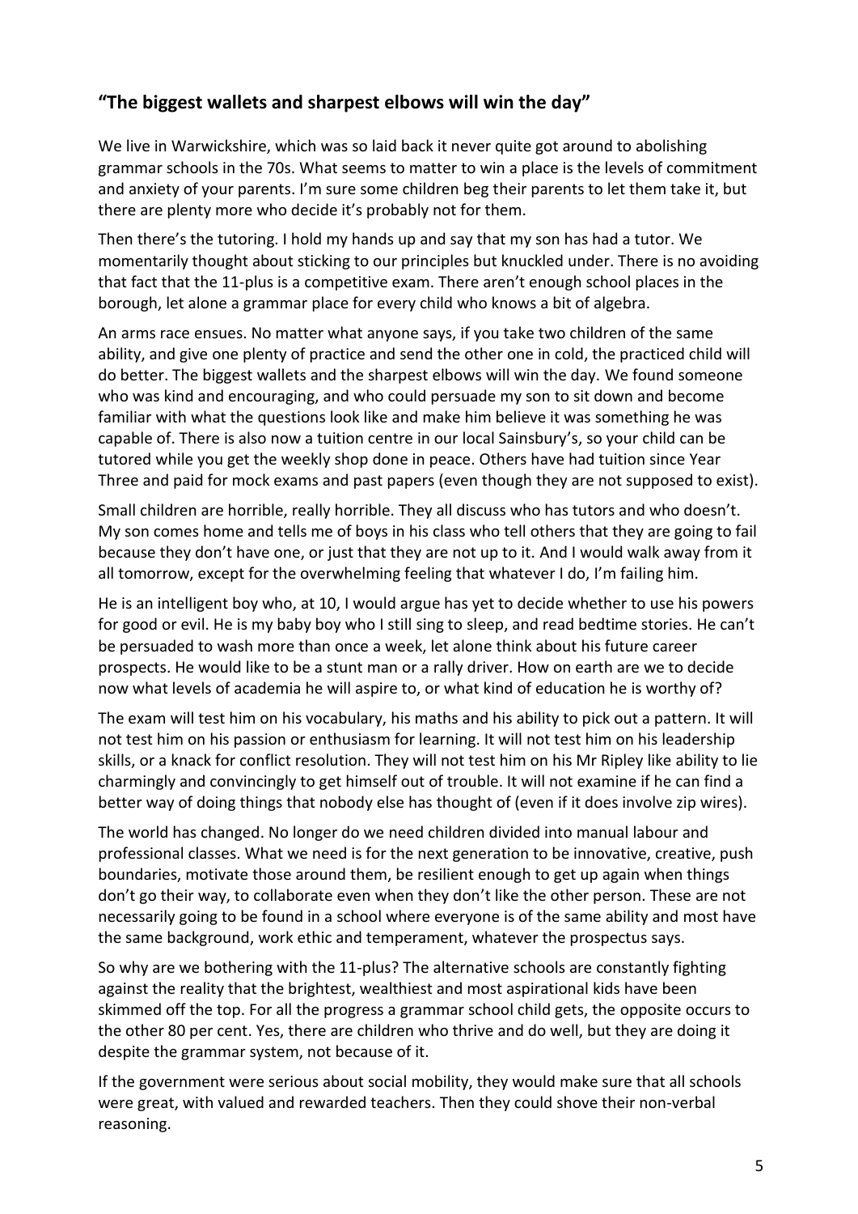## "The biggest wallets and sharpest elbows will win the day"

We live in Warwickshire, which was so laid back it never quite got around to abolishing grammar schools in the 70s. What seems to matter to win a place is the levels of commitment and anxiety of your parents. I'm sure some children beg their parents to let them take it, but there are plenty more who decide it's probably not for them.

Then there's the tutoring. I hold my hands up and say that my son has had a tutor. We momentarily thought about sticking to our principles but knuckled under. There is no avoiding that fact that the 11-plus is a competitive exam. There aren't enough school places in the borough, let alone a grammar place for every child who knows a bit of algebra.

An arms race ensues. No matter what anyone says, if you take two children of the same ability, and give one plenty of practice and send the other one in cold, the practiced child will do better. The biggest wallets and the sharpest elbows will win the day. We found someone who was kind and encouraging, and who could persuade my son to sit down and become familiar with what the questions look like and make him believe it was something he was capable of. There is also now a tuition centre in our local Sainsbury's, so your child can be tutored while you get the weekly shop done in peace. Others have had tuition since Year Three and paid for mock exams and past papers (even though they are not supposed to exist).

Small children are horrible, really horrible. They all discuss who has tutors and who doesn't. My son comes home and tells me of boys in his class who tell others that they are going to fail because they don't have one, or just that they are not up to it. And I would walk away from it all tomorrow, except for the overwhelming feeling that whatever I do, I'm failing him.

He is an intelligent boy who, at 10, I would argue has yet to decide whether to use his powers for good or evil. He is my baby boy who I still sing to sleep, and read bedtime stories. He can't be persuaded to wash more than once a week, let alone think about his future career prospects. He would like to be a stunt man or a rally driver. How on earth are we to decide now what levels of academia he will aspire to, or what kind of education he is worthy of?

The exam will test him on his vocabulary, his maths and his ability to pick out a pattern. It will not test him on his passion or enthusiasm for learning. It will not test him on his leadership skills, or a knack for conflict resolution. They will not test him on his Mr Ripley like ability to lie charmingly and convincingly to get himself out of trouble. It will not examine if he can find a better way of doing things that nobody else has thought of (even if it does involve zip wires).

The world has changed. No longer do we need children divided into manual labour and professional classes. What we need is for the next generation to be innovative, creative, push boundaries, motivate those around them, be resilient enough to get up again when things don't go their way, to collaborate even when they don't like the other person. These are not necessarily going to be found in a school where everyone is of the same ability and most have the same background, work ethic and temperament, whatever the prospectus says.

So why are we bothering with the 11-plus? The alternative schools are constantly fighting against the reality that the brightest, wealthiest and most aspirational kids have been skimmed off the top. For all the progress a grammar school child gets, the opposite occurs to the other 80 per cent. Yes, there are children who thrive and do well, but they are doing it despite the grammar system, not because of it.

If the government were serious about social mobility, they would make sure that all schools were great, with valued and rewarded teachers. Then they could shove their non-verbal reasoning.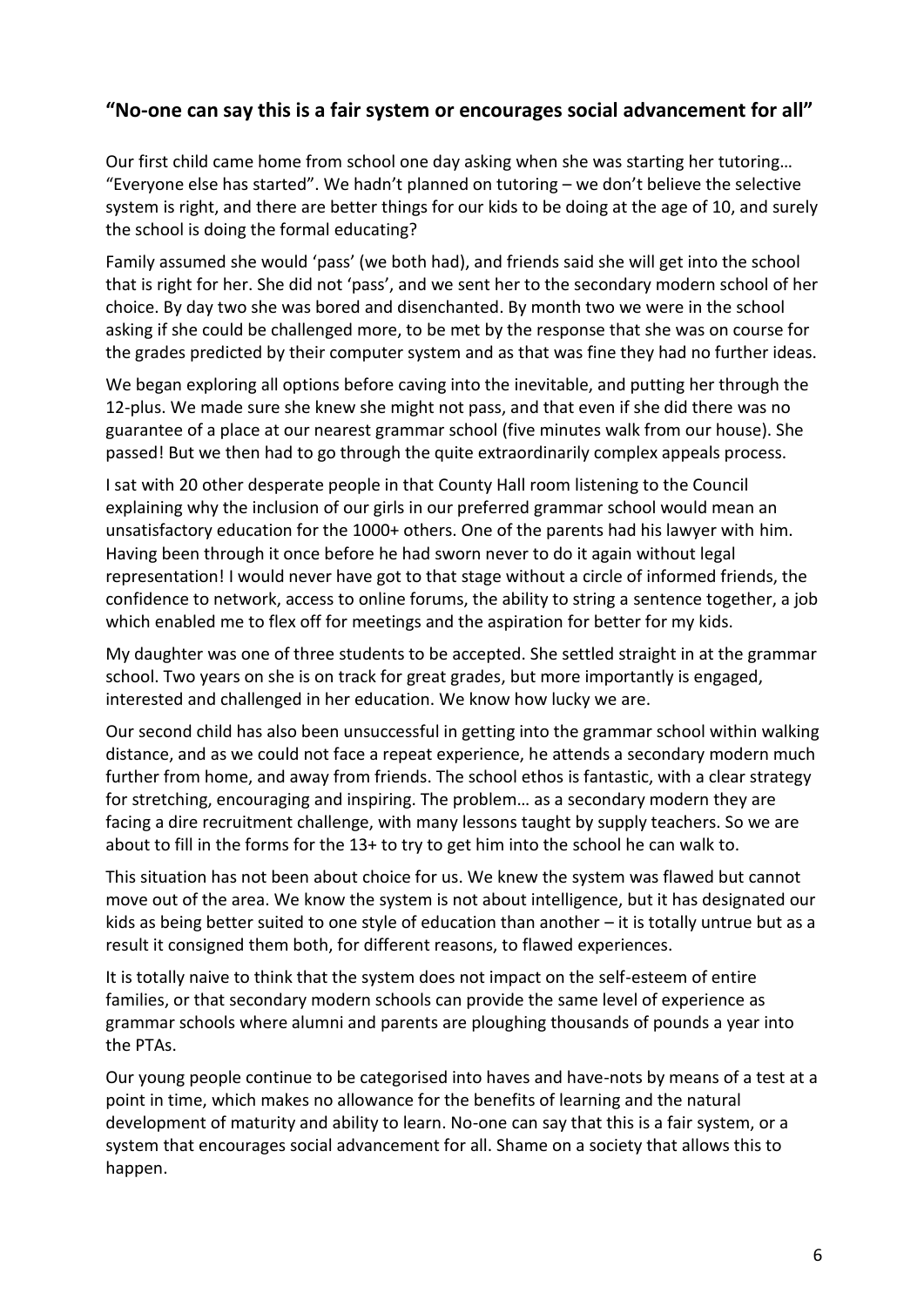## "No-one can say this is a fair system or encourages social advancement for all"

Our first child came home from school one day asking when she was starting her tutoring… "Everyone else has started". We hadn't planned on tutoring – we don't believe the selective system is right, and there are better things for our kids to be doing at the age of 10, and surely the school is doing the formal educating?

Family assumed she would 'pass' (we both had), and friends said she will get into the school that is right for her. She did not 'pass', and we sent her to the secondary modern school of her choice. By day two she was bored and disenchanted. By month two we were in the school asking if she could be challenged more, to be met by the response that she was on course for the grades predicted by their computer system and as that was fine they had no further ideas.

We began exploring all options before caving into the inevitable, and putting her through the 12-plus. We made sure she knew she might not pass, and that even if she did there was no guarantee of a place at our nearest grammar school (five minutes walk from our house). She passed! But we then had to go through the quite extraordinarily complex appeals process.

I sat with 20 other desperate people in that County Hall room listening to the Council explaining why the inclusion of our girls in our preferred grammar school would mean an unsatisfactory education for the 1000+ others. One of the parents had his lawyer with him. Having been through it once before he had sworn never to do it again without legal representation! I would never have got to that stage without a circle of informed friends, the confidence to network, access to online forums, the ability to string a sentence together, a job which enabled me to flex off for meetings and the aspiration for better for my kids.

My daughter was one of three students to be accepted. She settled straight in at the grammar school. Two years on she is on track for great grades, but more importantly is engaged, interested and challenged in her education. We know how lucky we are.

Our second child has also been unsuccessful in getting into the grammar school within walking distance, and as we could not face a repeat experience, he attends a secondary modern much further from home, and away from friends. The school ethos is fantastic, with a clear strategy for stretching, encouraging and inspiring. The problem… as a secondary modern they are facing a dire recruitment challenge, with many lessons taught by supply teachers. So we are about to fill in the forms for the 13+ to try to get him into the school he can walk to.

This situation has not been about choice for us. We knew the system was flawed but cannot move out of the area. We know the system is not about intelligence, but it has designated our kids as being better suited to one style of education than another – it is totally untrue but as a result it consigned them both, for different reasons, to flawed experiences.

It is totally naive to think that the system does not impact on the self-esteem of entire families, or that secondary modern schools can provide the same level of experience as grammar schools where alumni and parents are ploughing thousands of pounds a year into the PTAs.

Our young people continue to be categorised into haves and have-nots by means of a test at a point in time, which makes no allowance for the benefits of learning and the natural development of maturity and ability to learn. No-one can say that this is a fair system, or a system that encourages social advancement for all. Shame on a society that allows this to happen.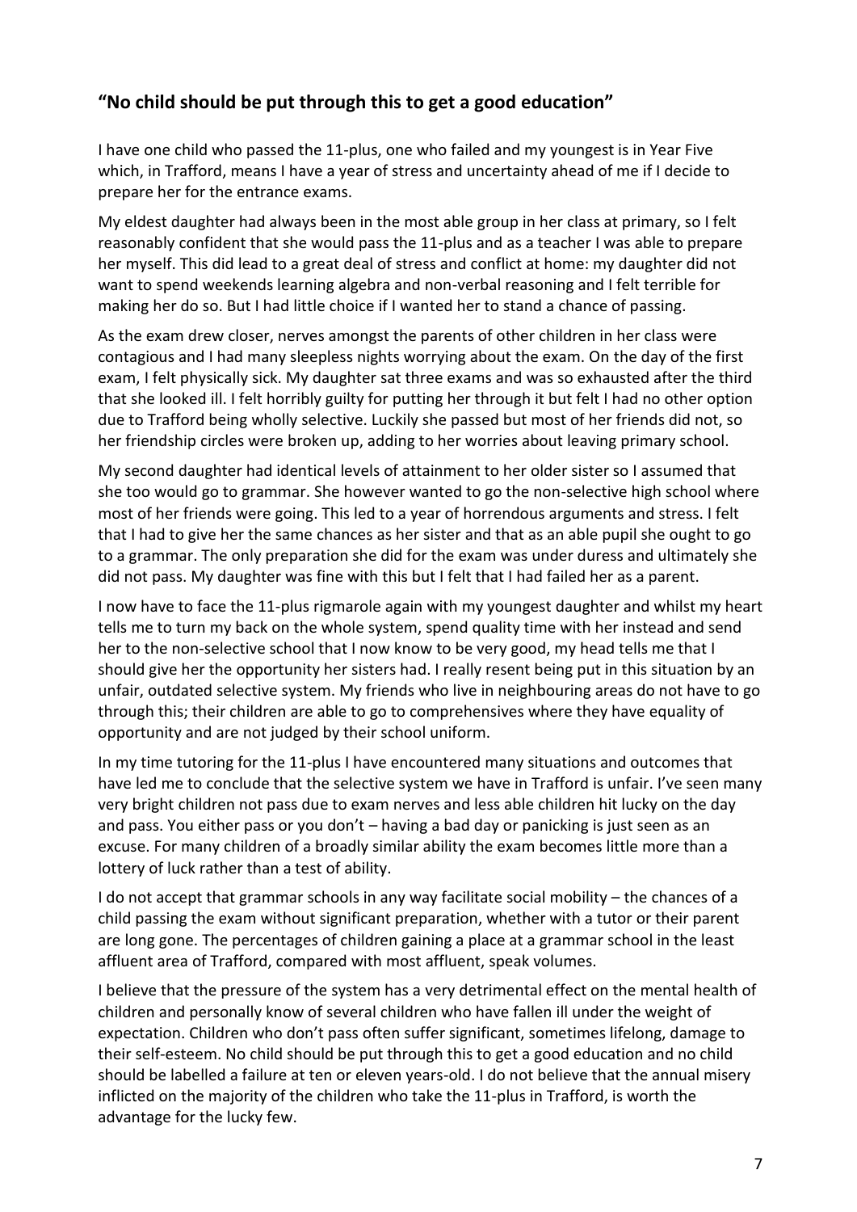## “No child should be put through this to get a good education”

I have one child who passed the 11-plus, one who failed and my youngest is in Year Five which, in Trafford, means I have a year of stress and uncertainty ahead of me if I decide to prepare her for the entrance exams.

My eldest daughter had always been in the most able group in her class at primary, so I felt reasonably confident that she would pass the 11-plus and as a teacher I was able to prepare her myself. This did lead to a great deal of stress and conflict at home: my daughter did not want to spend weekends learning algebra and non-verbal reasoning and I felt terrible for making her do so. But I had little choice if I wanted her to stand a chance of passing.

As the exam drew closer, nerves amongst the parents of other children in her class were contagious and I had many sleepless nights worrying about the exam. On the day of the first exam, I felt physically sick. My daughter sat three exams and was so exhausted after the third that she looked ill. I felt horribly guilty for putting her through it but felt I had no other option due to Trafford being wholly selective. Luckily she passed but most of her friends did not, so her friendship circles were broken up, adding to her worries about leaving primary school.

My second daughter had identical levels of attainment to her older sister so I assumed that she too would go to grammar. She however wanted to go the non-selective high school where most of her friends were going. This led to a year of horrendous arguments and stress. I felt that I had to give her the same chances as her sister and that as an able pupil she ought to go to a grammar. The only preparation she did for the exam was under duress and ultimately she did not pass. My daughter was fine with this but I felt that I had failed her as a parent.

I now have to face the 11-plus rigmarole again with my youngest daughter and whilst my heart tells me to turn my back on the whole system, spend quality time with her instead and send her to the non-selective school that I now know to be very good, my head tells me that I should give her the opportunity her sisters had. I really resent being put in this situation by an unfair, outdated selective system. My friends who live in neighbouring areas do not have to go through this; their children are able to go to comprehensives where they have equality of opportunity and are not judged by their school uniform.

In my time tutoring for the 11-plus I have encountered many situations and outcomes that have led me to conclude that the selective system we have in Trafford is unfair. I’ve seen many very bright children not pass due to exam nerves and less able children hit lucky on the day and pass. You either pass or you don’t – having a bad day or panicking is just seen as an excuse. For many children of a broadly similar ability the exam becomes little more than a lottery of luck rather than a test of ability.

I do not accept that grammar schools in any way facilitate social mobility – the chances of a child passing the exam without significant preparation, whether with a tutor or their parent are long gone. The percentages of children gaining a place at a grammar school in the least affluent area of Trafford, compared with most affluent, speak volumes.

I believe that the pressure of the system has a very detrimental effect on the mental health of children and personally know of several children who have fallen ill under the weight of expectation. Children who don’t pass often suffer significant, sometimes lifelong, damage to their self-esteem. No child should be put through this to get a good education and no child should be labelled a failure at ten or eleven years-old. I do not believe that the annual misery inflicted on the majority of the children who take the 11-plus in Trafford, is worth the advantage for the lucky few.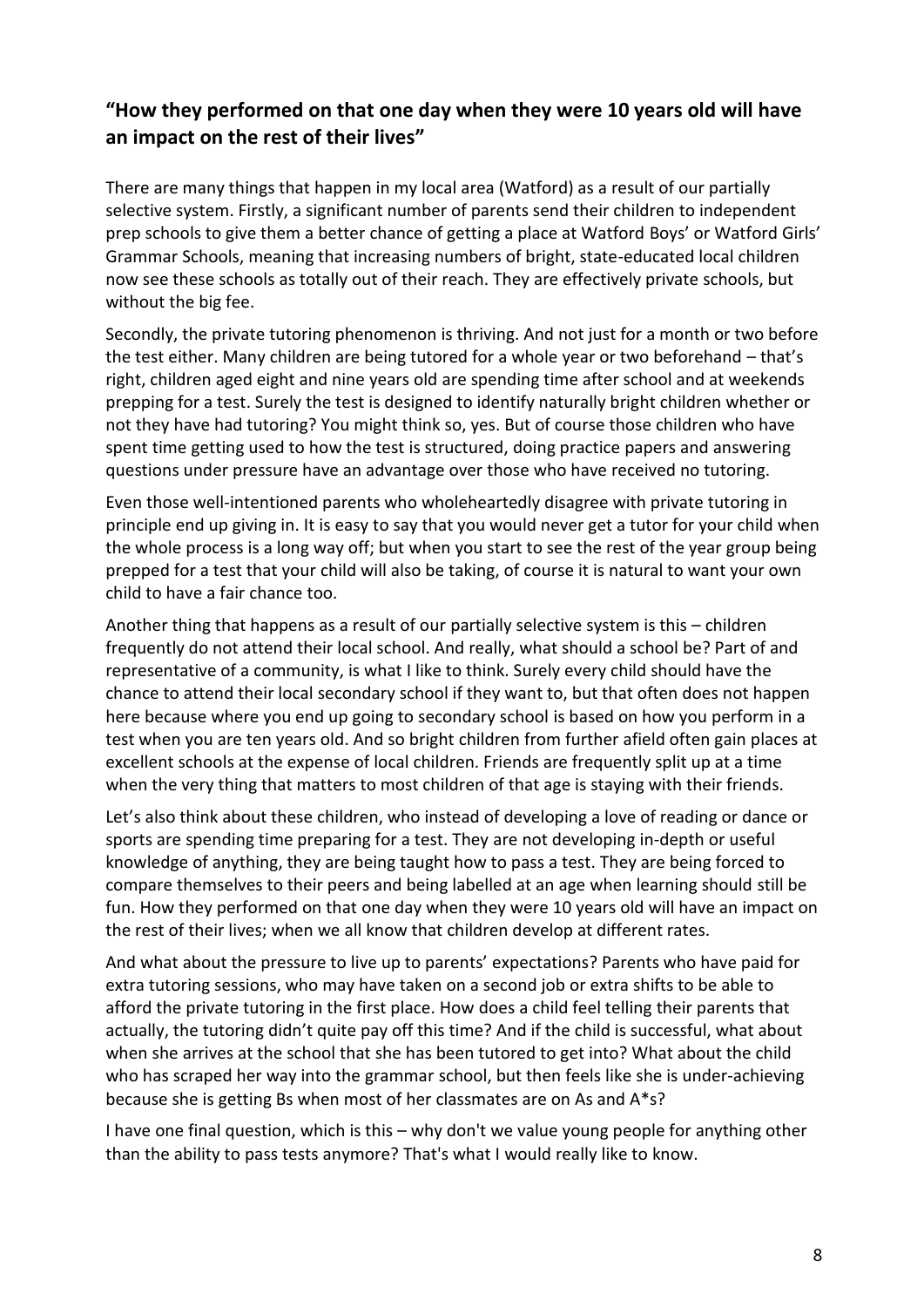## **"How they performed on that one day when they were 10 years old will have an impact on the rest of their lives"**

There are many things that happen in my local area (Watford) as a result of our partially selective system. Firstly, a significant number of parents send their children to independent prep schools to give them a better chance of getting a place at Watford Boys' or Watford Girls' Grammar Schools, meaning that increasing numbers of bright, state-educated local children now see these schools as totally out of their reach. They are effectively private schools, but without the big fee.

Secondly, the private tutoring phenomenon is thriving. And not just for a month or two before the test either. Many children are being tutored for a whole year or two beforehand – that's right, children aged eight and nine years old are spending time after school and at weekends prepping for a test. Surely the test is designed to identify naturally bright children whether or not they have had tutoring? You might think so, yes. But of course those children who have spent time getting used to how the test is structured, doing practice papers and answering questions under pressure have an advantage over those who have received no tutoring.

Even those well-intentioned parents who wholeheartedly disagree with private tutoring in principle end up giving in. It is easy to say that you would never get a tutor for your child when the whole process is a long way off; but when you start to see the rest of the year group being prepped for a test that your child will also be taking, of course it is natural to want your own child to have a fair chance too.

Another thing that happens as a result of our partially selective system is this – children frequently do not attend their local school. And really, what should a school be? Part of and representative of a community, is what I like to think. Surely every child should have the chance to attend their local secondary school if they want to, but that often does not happen here because where you end up going to secondary school is based on how you perform in a test when you are ten years old. And so bright children from further afield often gain places at excellent schools at the expense of local children. Friends are frequently split up at a time when the very thing that matters to most children of that age is staying with their friends.

Let's also think about these children, who instead of developing a love of reading or dance or sports are spending time preparing for a test. They are not developing in-depth or useful knowledge of anything, they are being taught how to pass a test. They are being forced to compare themselves to their peers and being labelled at an age when learning should still be fun. How they performed on that one day when they were 10 years old will have an impact on the rest of their lives; when we all know that children develop at different rates.

And what about the pressure to live up to parents' expectations? Parents who have paid for extra tutoring sessions, who may have taken on a second job or extra shifts to be able to afford the private tutoring in the first place. How does a child feel telling their parents that actually, the tutoring didn't quite pay off this time? And if the child is successful, what about when she arrives at the school that she has been tutored to get into? What about the child who has scraped her way into the grammar school, but then feels like she is under-achieving because she is getting Bs when most of her classmates are on As and A*s?

I have one final question, which is this – why don't we value young people for anything other than the ability to pass tests anymore? That's what I would really like to know.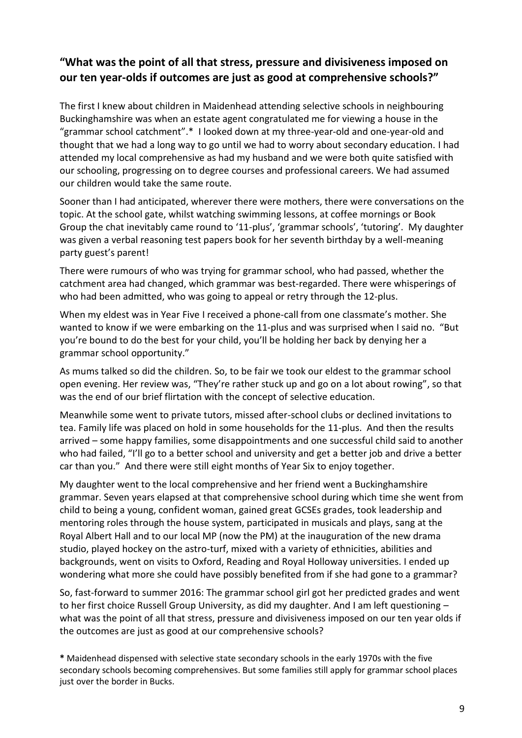## "What was the point of all that stress, pressure and divisiveness imposed on our ten year-olds if outcomes are just as good at comprehensive schools?"

The first I knew about children in Maidenhead attending selective schools in neighbouring Buckinghamshire was when an estate agent congratulated me for viewing a house in the "grammar school catchment".* I looked down at my three-year-old and one-year-old and thought that we had a long way to go until we had to worry about secondary education. I had attended my local comprehensive as had my husband and we were both quite satisfied with our schooling, progressing on to degree courses and professional careers. We had assumed our children would take the same route.

Sooner than I had anticipated, wherever there were mothers, there were conversations on the topic. At the school gate, whilst watching swimming lessons, at coffee mornings or Book Group the chat inevitably came round to '11-plus', 'grammar schools', 'tutoring'. My daughter was given a verbal reasoning test papers book for her seventh birthday by a well-meaning party guest's parent!

There were rumours of who was trying for grammar school, who had passed, whether the catchment area had changed, which grammar was best-regarded. There were whisperings of who had been admitted, who was going to appeal or retry through the 12-plus.

When my eldest was in Year Five I received a phone-call from one classmate's mother. She wanted to know if we were embarking on the 11-plus and was surprised when I said no. "But you're bound to do the best for your child, you'll be holding her back by denying her a grammar school opportunity."

As mums talked so did the children. So, to be fair we took our eldest to the grammar school open evening. Her review was, "They're rather stuck up and go on a lot about rowing", so that was the end of our brief flirtation with the concept of selective education.

Meanwhile some went to private tutors, missed after-school clubs or declined invitations to tea. Family life was placed on hold in some households for the 11-plus. And then the results arrived – some happy families, some disappointments and one successful child said to another who had failed, "I'll go to a better school and university and get a better job and drive a better car than you." And there were still eight months of Year Six to enjoy together.

My daughter went to the local comprehensive and her friend went a Buckinghamshire grammar. Seven years elapsed at that comprehensive school during which time she went from child to being a young, confident woman, gained great GCSEs grades, took leadership and mentoring roles through the house system, participated in musicals and plays, sang at the Royal Albert Hall and to our local MP (now the PM) at the inauguration of the new drama studio, played hockey on the astro-turf, mixed with a variety of ethnicities, abilities and backgrounds, went on visits to Oxford, Reading and Royal Holloway universities. I ended up wondering what more she could have possibly benefited from if she had gone to a grammar?

So, fast-forward to summer 2016: The grammar school girl got her predicted grades and went to her first choice Russell Group University, as did my daughter. And I am left questioning – what was the point of all that stress, pressure and divisiveness imposed on our ten year olds if the outcomes are just as good at our comprehensive schools?

**\*** Maidenhead dispensed with selective state secondary schools in the early 1970s with the five secondary schools becoming comprehensives. But some families still apply for grammar school places just over the border in Bucks.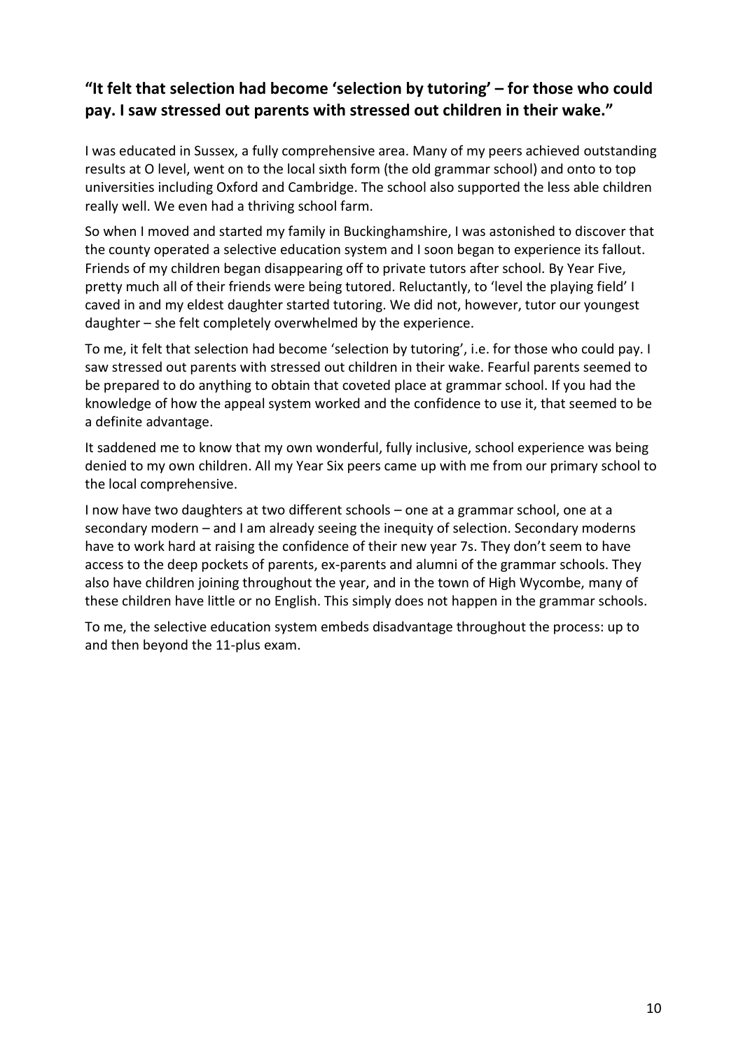## "It felt that selection had become 'selection by tutoring' – for those who could pay. I saw stressed out parents with stressed out children in their wake."

I was educated in Sussex, a fully comprehensive area. Many of my peers achieved outstanding results at O level, went on to the local sixth form (the old grammar school) and onto to top universities including Oxford and Cambridge. The school also supported the less able children really well. We even had a thriving school farm.

So when I moved and started my family in Buckinghamshire, I was astonished to discover that the county operated a selective education system and I soon began to experience its fallout. Friends of my children began disappearing off to private tutors after school. By Year Five, pretty much all of their friends were being tutored. Reluctantly, to 'level the playing field' I caved in and my eldest daughter started tutoring. We did not, however, tutor our youngest daughter – she felt completely overwhelmed by the experience.

To me, it felt that selection had become 'selection by tutoring', i.e. for those who could pay. I saw stressed out parents with stressed out children in their wake. Fearful parents seemed to be prepared to do anything to obtain that coveted place at grammar school. If you had the knowledge of how the appeal system worked and the confidence to use it, that seemed to be a definite advantage.

It saddened me to know that my own wonderful, fully inclusive, school experience was being denied to my own children. All my Year Six peers came up with me from our primary school to the local comprehensive.

I now have two daughters at two different schools – one at a grammar school, one at a secondary modern – and I am already seeing the inequity of selection. Secondary moderns have to work hard at raising the confidence of their new year 7s. They don't seem to have access to the deep pockets of parents, ex-parents and alumni of the grammar schools. They also have children joining throughout the year, and in the town of High Wycombe, many of these children have little or no English. This simply does not happen in the grammar schools.

To me, the selective education system embeds disadvantage throughout the process: up to and then beyond the 11-plus exam.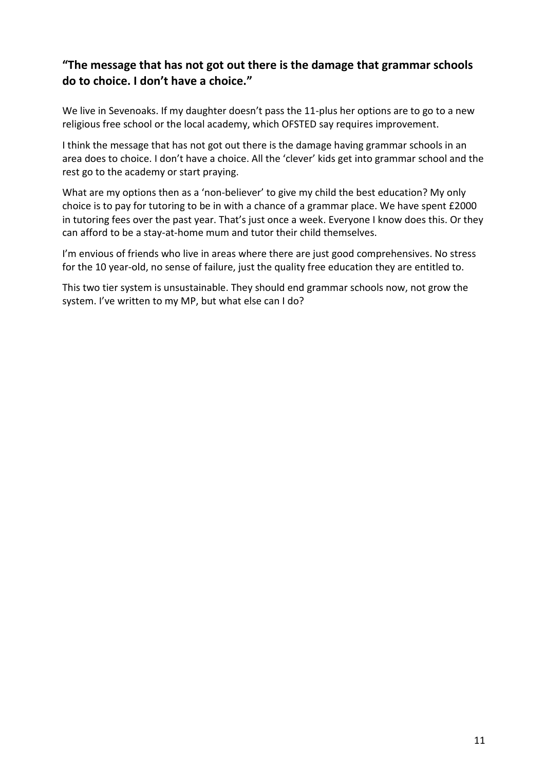## **"The message that has not got out there is the damage that grammar schools do to choice. I don't have a choice."**

We live in Sevenoaks. If my daughter doesn't pass the 11-plus her options are to go to a new religious free school or the local academy, which OFSTED say requires improvement.

I think the message that has not got out there is the damage having grammar schools in an area does to choice. I don't have a choice. All the 'clever' kids get into grammar school and the rest go to the academy or start praying.

What are my options then as a 'non-believer' to give my child the best education? My only choice is to pay for tutoring to be in with a chance of a grammar place. We have spent £2000 in tutoring fees over the past year. That's just once a week. Everyone I know does this. Or they can afford to be a stay-at-home mum and tutor their child themselves.

I'm envious of friends who live in areas where there are just good comprehensives. No stress for the 10 year-old, no sense of failure, just the quality free education they are entitled to.

This two tier system is unsustainable. They should end grammar schools now, not grow the system. I've written to my MP, but what else can I do?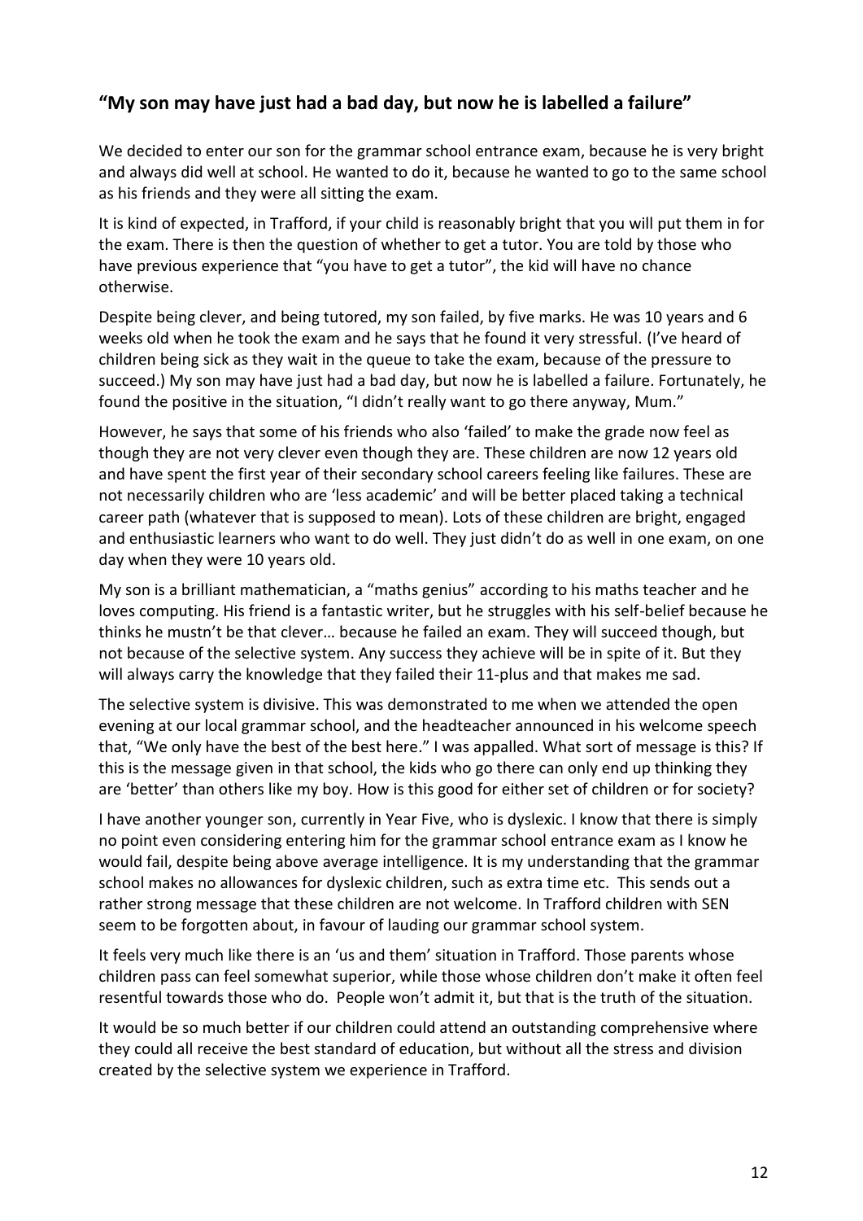## "My son may have just had a bad day, but now he is labelled a failure"

We decided to enter our son for the grammar school entrance exam, because he is very bright and always did well at school. He wanted to do it, because he wanted to go to the same school as his friends and they were all sitting the exam.

It is kind of expected, in Trafford, if your child is reasonably bright that you will put them in for the exam. There is then the question of whether to get a tutor. You are told by those who have previous experience that "you have to get a tutor", the kid will have no chance otherwise.

Despite being clever, and being tutored, my son failed, by five marks. He was 10 years and 6 weeks old when he took the exam and he says that he found it very stressful. (I've heard of children being sick as they wait in the queue to take the exam, because of the pressure to succeed.) My son may have just had a bad day, but now he is labelled a failure. Fortunately, he found the positive in the situation, "I didn't really want to go there anyway, Mum."

However, he says that some of his friends who also 'failed' to make the grade now feel as though they are not very clever even though they are. These children are now 12 years old and have spent the first year of their secondary school careers feeling like failures. These are not necessarily children who are 'less academic' and will be better placed taking a technical career path (whatever that is supposed to mean). Lots of these children are bright, engaged and enthusiastic learners who want to do well. They just didn't do as well in one exam, on one day when they were 10 years old.

My son is a brilliant mathematician, a "maths genius" according to his maths teacher and he loves computing. His friend is a fantastic writer, but he struggles with his self-belief because he thinks he mustn't be that clever… because he failed an exam. They will succeed though, but not because of the selective system. Any success they achieve will be in spite of it. But they will always carry the knowledge that they failed their 11-plus and that makes me sad.

The selective system is divisive. This was demonstrated to me when we attended the open evening at our local grammar school, and the headteacher announced in his welcome speech that, "We only have the best of the best here." I was appalled. What sort of message is this? If this is the message given in that school, the kids who go there can only end up thinking they are 'better' than others like my boy. How is this good for either set of children or for society?

I have another younger son, currently in Year Five, who is dyslexic. I know that there is simply no point even considering entering him for the grammar school entrance exam as I know he would fail, despite being above average intelligence. It is my understanding that the grammar school makes no allowances for dyslexic children, such as extra time etc. This sends out a rather strong message that these children are not welcome. In Trafford children with SEN seem to be forgotten about, in favour of lauding our grammar school system.

It feels very much like there is an 'us and them' situation in Trafford. Those parents whose children pass can feel somewhat superior, while those whose children don't make it often feel resentful towards those who do. People won't admit it, but that is the truth of the situation.

It would be so much better if our children could attend an outstanding comprehensive where they could all receive the best standard of education, but without all the stress and division created by the selective system we experience in Trafford.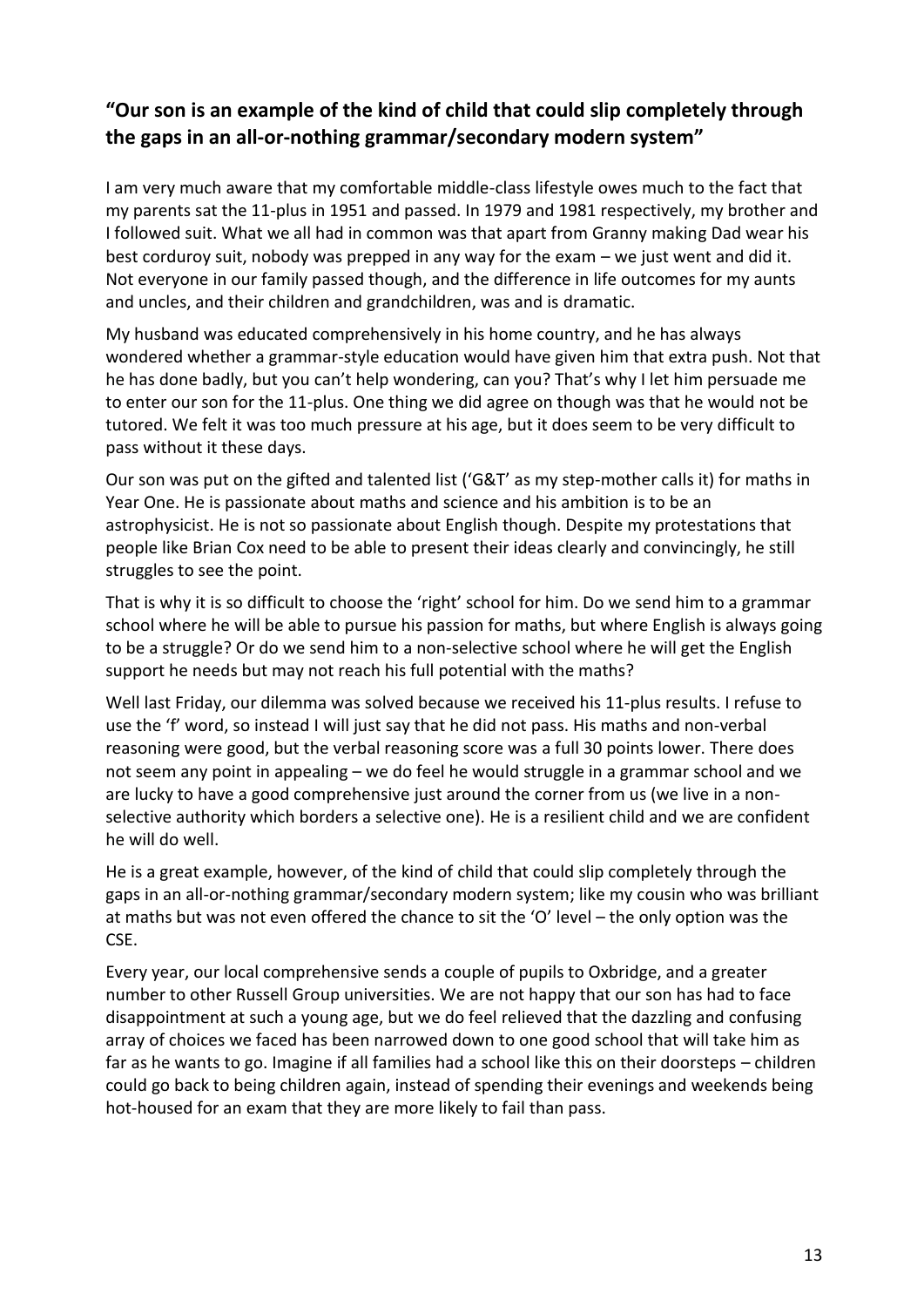### **"Our son is an example of the kind of child that could slip completely through the gaps in an all-or-nothing grammar/secondary modern system"**

I am very much aware that my comfortable middle-class lifestyle owes much to the fact that my parents sat the 11-plus in 1951 and passed. In 1979 and 1981 respectively, my brother and I followed suit. What we all had in common was that apart from Granny making Dad wear his best corduroy suit, nobody was prepped in any way for the exam – we just went and did it. Not everyone in our family passed though, and the difference in life outcomes for my aunts and uncles, and their children and grandchildren, was and is dramatic.

My husband was educated comprehensively in his home country, and he has always wondered whether a grammar-style education would have given him that extra push. Not that he has done badly, but you can't help wondering, can you? That's why I let him persuade me to enter our son for the 11-plus. One thing we did agree on though was that he would not be tutored. We felt it was too much pressure at his age, but it does seem to be very difficult to pass without it these days.

Our son was put on the gifted and talented list ('G&T' as my step-mother calls it) for maths in Year One. He is passionate about maths and science and his ambition is to be an astrophysicist. He is not so passionate about English though. Despite my protestations that people like Brian Cox need to be able to present their ideas clearly and convincingly, he still struggles to see the point.

That is why it is so difficult to choose the 'right' school for him. Do we send him to a grammar school where he will be able to pursue his passion for maths, but where English is always going to be a struggle? Or do we send him to a non-selective school where he will get the English support he needs but may not reach his full potential with the maths?

Well last Friday, our dilemma was solved because we received his 11-plus results. I refuse to use the 'f' word, so instead I will just say that he did not pass. His maths and non-verbal reasoning were good, but the verbal reasoning score was a full 30 points lower. There does not seem any point in appealing – we do feel he would struggle in a grammar school and we are lucky to have a good comprehensive just around the corner from us (we live in a non-selective authority which borders a selective one). He is a resilient child and we are confident he will do well.

He is a great example, however, of the kind of child that could slip completely through the gaps in an all-or-nothing grammar/secondary modern system; like my cousin who was brilliant at maths but was not even offered the chance to sit the 'O' level – the only option was the CSE.

Every year, our local comprehensive sends a couple of pupils to Oxbridge, and a greater number to other Russell Group universities. We are not happy that our son has had to face disappointment at such a young age, but we do feel relieved that the dazzling and confusing array of choices we faced has been narrowed down to one good school that will take him as far as he wants to go. Imagine if all families had a school like this on their doorsteps – children could go back to being children again, instead of spending their evenings and weekends being hot-housed for an exam that they are more likely to fail than pass.